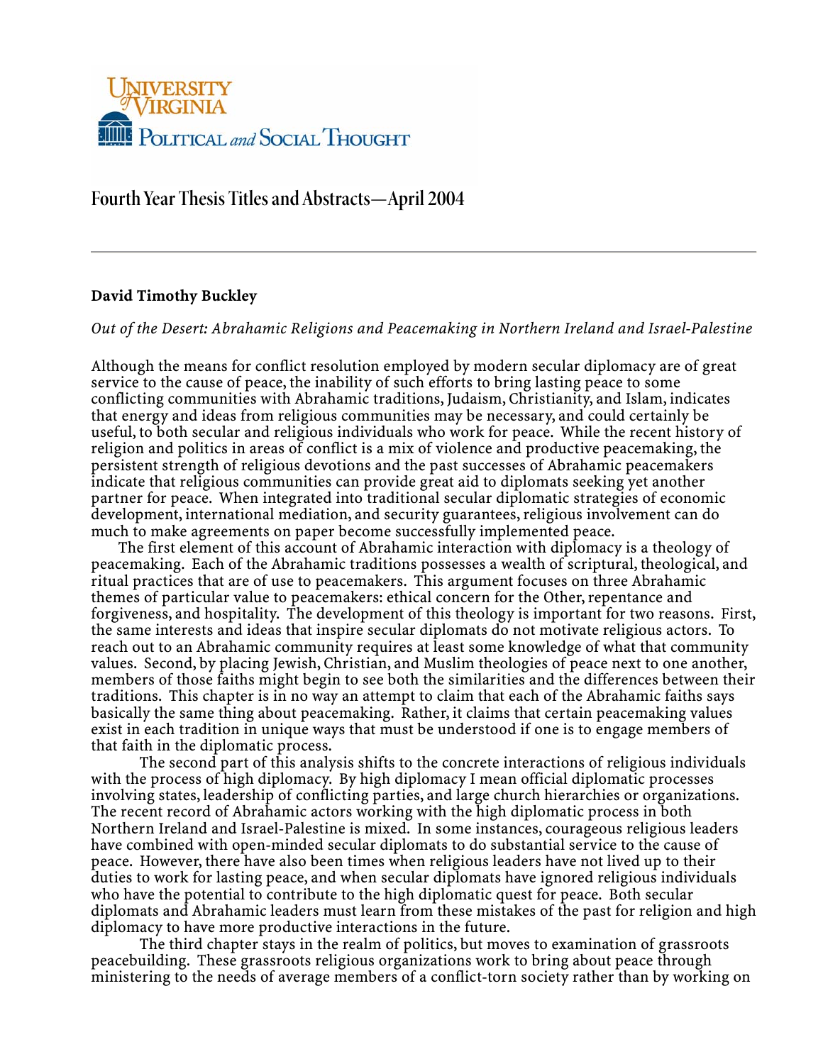University of Virginia
Political and Social Thought

# Fourth Year Thesis Titles and Abstracts—April 2004

---

**David Timothy Buckley**

*Out of the Desert: Abrahamic Religions and Peacemaking in Northern Ireland and Israel-Palestine*

Although the means for conflict resolution employed by modern secular diplomacy are of great service to the cause of peace, the inability of such efforts to bring lasting peace to some conflicting communities with Abrahamic traditions, Judaism, Christianity, and Islam, indicates that energy and ideas from religious communities may be necessary, and could certainly be useful, to both secular and religious individuals who work for peace. While the recent history of religion and politics in areas of conflict is a mix of violence and productive peacemaking, the persistent strength of religious devotions and the past successes of Abrahamic peacemakers indicate that religious communities can provide great aid to diplomats seeking yet another partner for peace. When integrated into traditional secular diplomatic strategies of economic development, international mediation, and security guarantees, religious involvement can do much to make agreements on paper become successfully implemented peace.

The first element of this account of Abrahamic interaction with diplomacy is a theology of peacemaking. Each of the Abrahamic traditions possesses a wealth of scriptural, theological, and ritual practices that are of use to peacemakers. This argument focuses on three Abrahamic themes of particular value to peacemakers: ethical concern for the Other, repentance and forgiveness, and hospitality. The development of this theology is important for two reasons. First, the same interests and ideas that inspire secular diplomats do not motivate religious actors. To reach out to an Abrahamic community requires at least some knowledge of what that community values. Second, by placing Jewish, Christian, and Muslim theologies of peace next to one another, members of those faiths might begin to see both the similarities and the differences between their traditions. This chapter is in no way an attempt to claim that each of the Abrahamic faiths says basically the same thing about peacemaking. Rather, it claims that certain peacemaking values exist in each tradition in unique ways that must be understood if one is to engage members of that faith in the diplomatic process.

The second part of this analysis shifts to the concrete interactions of religious individuals with the process of high diplomacy. By high diplomacy I mean official diplomatic processes involving states, leadership of conflicting parties, and large church hierarchies or organizations. The recent record of Abrahamic actors working with the high diplomatic process in both Northern Ireland and Israel-Palestine is mixed. In some instances, courageous religious leaders have combined with open-minded secular diplomats to do substantial service to the cause of peace. However, there have also been times when religious leaders have not lived up to their duties to work for lasting peace, and when secular diplomats have ignored religious individuals who have the potential to contribute to the high diplomatic quest for peace. Both secular diplomats and Abrahamic leaders must learn from these mistakes of the past for religion and high diplomacy to have more productive interactions in the future.

The third chapter stays in the realm of politics, but moves to examination of grassroots peacebuilding. These grassroots religious organizations work to bring about peace through ministering to the needs of average members of a conflict-torn society rather than by working on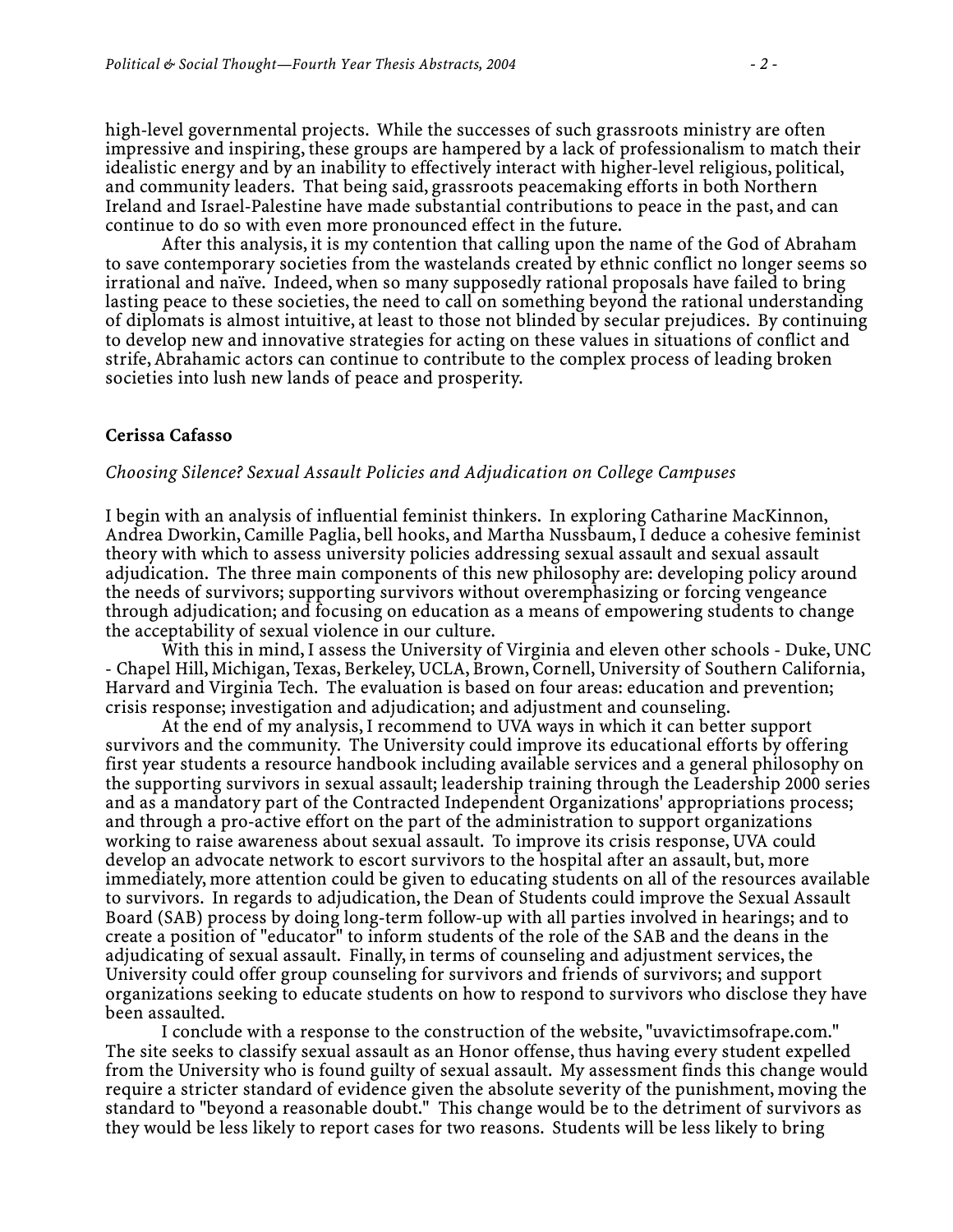high-level governmental projects. While the successes of such grassroots ministry are often impressive and inspiring, these groups are hampered by a lack of professionalism to match their idealistic energy and by an inability to effectively interact with higher-level religious, political, and community leaders. That being said, grassroots peacemaking efforts in both Northern Ireland and Israel-Palestine have made substantial contributions to peace in the past, and can continue to do so with even more pronounced effect in the future.

After this analysis, it is my contention that calling upon the name of the God of Abraham to save contemporary societies from the wastelands created by ethnic conflict no longer seems so irrational and naïve. Indeed, when so many supposedly rational proposals have failed to bring lasting peace to these societies, the need to call on something beyond the rational understanding of diplomats is almost intuitive, at least to those not blinded by secular prejudices. By continuing to develop new and innovative strategies for acting on these values in situations of conflict and strife, Abrahamic actors can continue to contribute to the complex process of leading broken societies into lush new lands of peace and prosperity.

**Cerissa Cafasso**

*Choosing Silence? Sexual Assault Policies and Adjudication on College Campuses*

I begin with an analysis of influential feminist thinkers. In exploring Catharine MacKinnon, Andrea Dworkin, Camille Paglia, bell hooks, and Martha Nussbaum, I deduce a cohesive feminist theory with which to assess university policies addressing sexual assault and sexual assault adjudication. The three main components of this new philosophy are: developing policy around the needs of survivors; supporting survivors without overemphasizing or forcing vengeance through adjudication; and focusing on education as a means of empowering students to change the acceptability of sexual violence in our culture.

With this in mind, I assess the University of Virginia and eleven other schools - Duke, UNC - Chapel Hill, Michigan, Texas, Berkeley, UCLA, Brown, Cornell, University of Southern California, Harvard and Virginia Tech. The evaluation is based on four areas: education and prevention; crisis response; investigation and adjudication; and adjustment and counseling.

At the end of my analysis, I recommend to UVA ways in which it can better support survivors and the community. The University could improve its educational efforts by offering first year students a resource handbook including available services and a general philosophy on the supporting survivors in sexual assault; leadership training through the Leadership 2000 series and as a mandatory part of the Contracted Independent Organizations' appropriations process; and through a pro-active effort on the part of the administration to support organizations working to raise awareness about sexual assault. To improve its crisis response, UVA could develop an advocate network to escort survivors to the hospital after an assault, but, more immediately, more attention could be given to educating students on all of the resources available to survivors. In regards to adjudication, the Dean of Students could improve the Sexual Assault Board (SAB) process by doing long-term follow-up with all parties involved in hearings; and to create a position of "educator" to inform students of the role of the SAB and the deans in the adjudicating of sexual assault. Finally, in terms of counseling and adjustment services, the University could offer group counseling for survivors and friends of survivors; and support organizations seeking to educate students on how to respond to survivors who disclose they have been assaulted.

I conclude with a response to the construction of the website, "uvavictimsofrape.com." The site seeks to classify sexual assault as an Honor offense, thus having every student expelled from the University who is found guilty of sexual assault. My assessment finds this change would require a stricter standard of evidence given the absolute severity of the punishment, moving the standard to "beyond a reasonable doubt." This change would be to the detriment of survivors as they would be less likely to report cases for two reasons. Students will be less likely to bring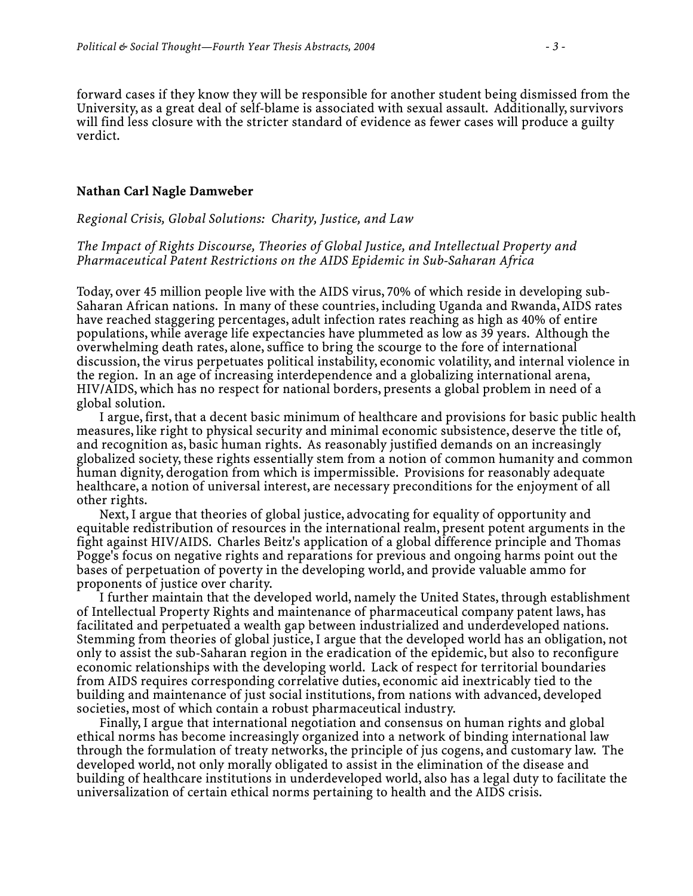forward cases if they know they will be responsible for another student being dismissed from the University, as a great deal of self-blame is associated with sexual assault. Additionally, survivors will find less closure with the stricter standard of evidence as fewer cases will produce a guilty verdict.

**Nathan Carl Nagle Damweber**

*Regional Crisis, Global Solutions: Charity, Justice, and Law*

*The Impact of Rights Discourse, Theories of Global Justice, and Intellectual Property and Pharmaceutical Patent Restrictions on the AIDS Epidemic in Sub-Saharan Africa*

Today, over 45 million people live with the AIDS virus, 70% of which reside in developing sub-Saharan African nations. In many of these countries, including Uganda and Rwanda, AIDS rates have reached staggering percentages, adult infection rates reaching as high as 40% of entire populations, while average life expectancies have plummeted as low as 39 years. Although the overwhelming death rates, alone, suffice to bring the scourge to the fore of international discussion, the virus perpetuates political instability, economic volatility, and internal violence in the region. In an age of increasing interdependence and a globalizing international arena, HIV/AIDS, which has no respect for national borders, presents a global problem in need of a global solution.

I argue, first, that a decent basic minimum of healthcare and provisions for basic public health measures, like right to physical security and minimal economic subsistence, deserve the title of, and recognition as, basic human rights. As reasonably justified demands on an increasingly globalized society, these rights essentially stem from a notion of common humanity and common human dignity, derogation from which is impermissible. Provisions for reasonably adequate healthcare, a notion of universal interest, are necessary preconditions for the enjoyment of all other rights.

Next, I argue that theories of global justice, advocating for equality of opportunity and equitable redistribution of resources in the international realm, present potent arguments in the fight against HIV/AIDS. Charles Beitz's application of a global difference principle and Thomas Pogge's focus on negative rights and reparations for previous and ongoing harms point out the bases of perpetuation of poverty in the developing world, and provide valuable ammo for proponents of justice over charity.

I further maintain that the developed world, namely the United States, through establishment of Intellectual Property Rights and maintenance of pharmaceutical company patent laws, has facilitated and perpetuated a wealth gap between industrialized and underdeveloped nations. Stemming from theories of global justice, I argue that the developed world has an obligation, not only to assist the sub-Saharan region in the eradication of the epidemic, but also to reconfigure economic relationships with the developing world. Lack of respect for territorial boundaries from AIDS requires corresponding correlative duties, economic aid inextricably tied to the building and maintenance of just social institutions, from nations with advanced, developed societies, most of which contain a robust pharmaceutical industry.

Finally, I argue that international negotiation and consensus on human rights and global ethical norms has become increasingly organized into a network of binding international law through the formulation of treaty networks, the principle of jus cogens, and customary law. The developed world, not only morally obligated to assist in the elimination of the disease and building of healthcare institutions in underdeveloped world, also has a legal duty to facilitate the universalization of certain ethical norms pertaining to health and the AIDS crisis.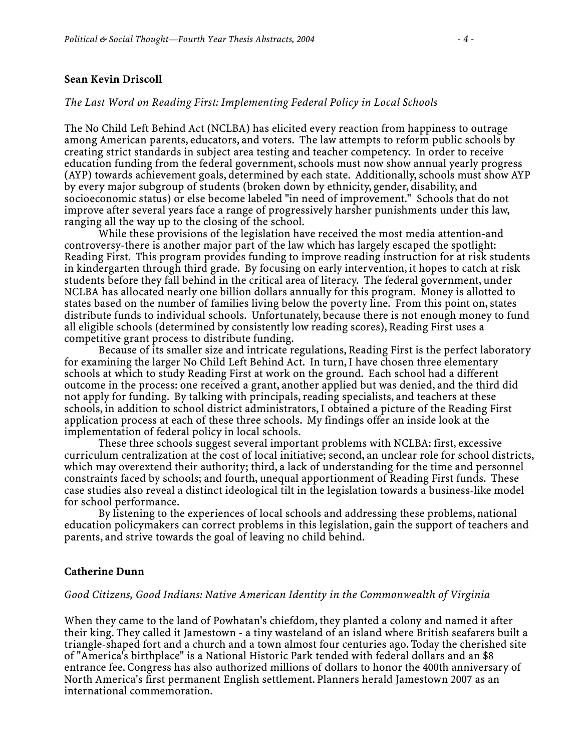**Sean Kevin Driscoll**

*The Last Word on Reading First: Implementing Federal Policy in Local Schools*

The No Child Left Behind Act (NCLBA) has elicited every reaction from happiness to outrage among American parents, educators, and voters. The law attempts to reform public schools by creating strict standards in subject area testing and teacher competency. In order to receive education funding from the federal government, schools must now show annual yearly progress (AYP) towards achievement goals, determined by each state. Additionally, schools must show AYP by every major subgroup of students (broken down by ethnicity, gender, disability, and socioeconomic status) or else become labeled "in need of improvement." Schools that do not improve after several years face a range of progressively harsher punishments under this law, ranging all the way up to the closing of the school.

While these provisions of the legislation have received the most media attention-and controversy-there is another major part of the law which has largely escaped the spotlight: Reading First. This program provides funding to improve reading instruction for at risk students in kindergarten through third grade. By focusing on early intervention, it hopes to catch at risk students before they fall behind in the critical area of literacy. The federal government, under NCLBA has allocated nearly one billion dollars annually for this program. Money is allotted to states based on the number of families living below the poverty line. From this point on, states distribute funds to individual schools. Unfortunately, because there is not enough money to fund all eligible schools (determined by consistently low reading scores), Reading First uses a competitive grant process to distribute funding.

Because of its smaller size and intricate regulations, Reading First is the perfect laboratory for examining the larger No Child Left Behind Act. In turn, I have chosen three elementary schools at which to study Reading First at work on the ground. Each school had a different outcome in the process: one received a grant, another applied but was denied, and the third did not apply for funding. By talking with principals, reading specialists, and teachers at these schools, in addition to school district administrators, I obtained a picture of the Reading First application process at each of these three schools. My findings offer an inside look at the implementation of federal policy in local schools.

These three schools suggest several important problems with NCLBA: first, excessive curriculum centralization at the cost of local initiative; second, an unclear role for school districts, which may overextend their authority; third, a lack of understanding for the time and personnel constraints faced by schools; and fourth, unequal apportionment of Reading First funds. These case studies also reveal a distinct ideological tilt in the legislation towards a business-like model for school performance.

By listening to the experiences of local schools and addressing these problems, national education policymakers can correct problems in this legislation, gain the support of teachers and parents, and strive towards the goal of leaving no child behind.

**Catherine Dunn**

*Good Citizens, Good Indians: Native American Identity in the Commonwealth of Virginia*

When they came to the land of Powhatan's chiefdom, they planted a colony and named it after their king. They called it Jamestown - a tiny wasteland of an island where British seafarers built a triangle-shaped fort and a church and a town almost four centuries ago. Today the cherished site of "America's birthplace" is a National Historic Park tended with federal dollars and an $8 entrance fee. Congress has also authorized millions of dollars to honor the 400th anniversary of North America's first permanent English settlement. Planners herald Jamestown 2007 as an international commemoration.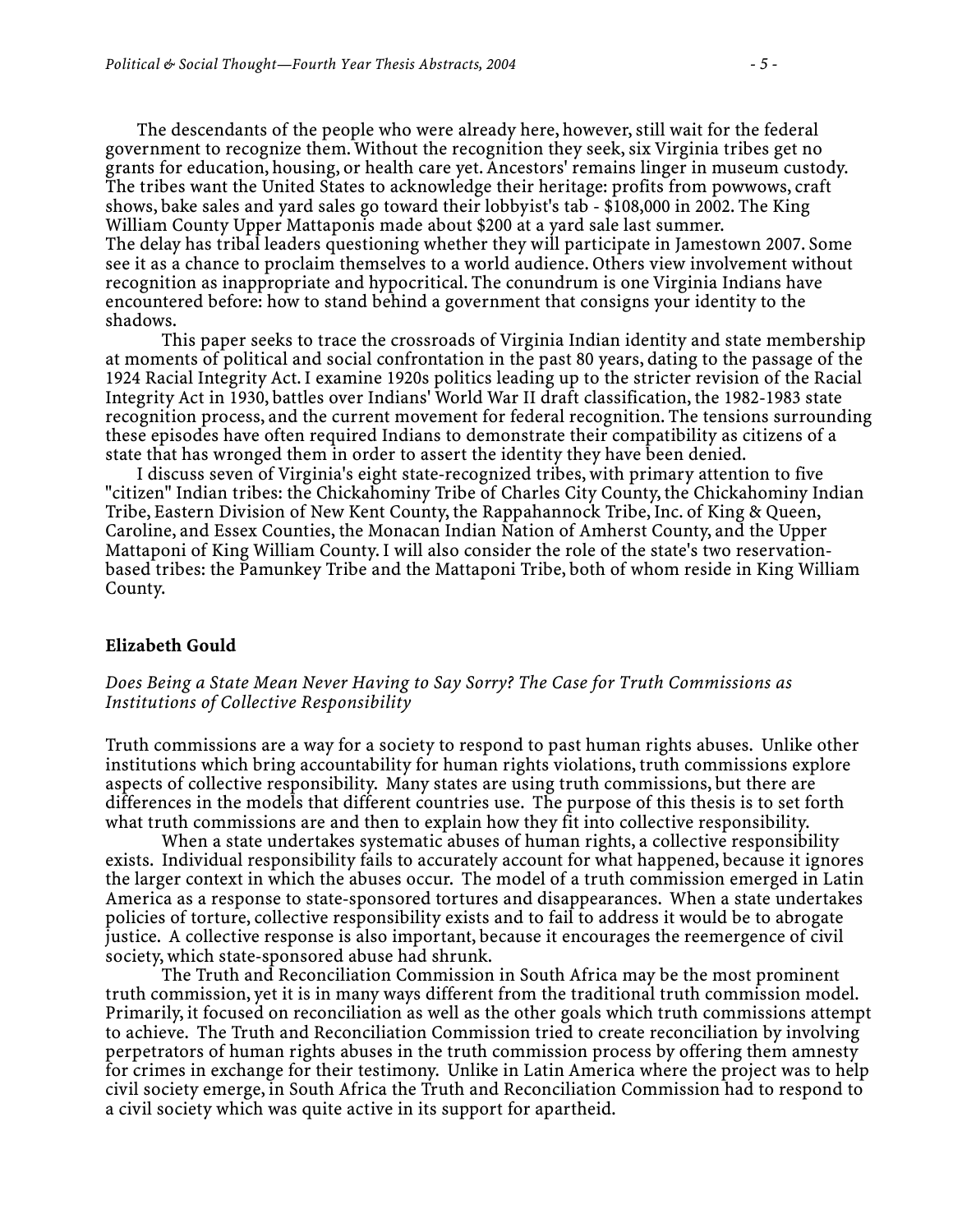The descendants of the people who were already here, however, still wait for the federal government to recognize them. Without the recognition they seek, six Virginia tribes get no grants for education, housing, or health care yet. Ancestors' remains linger in museum custody. The tribes want the United States to acknowledge their heritage: profits from powwows, craft shows, bake sales and yard sales go toward their lobbyist's tab - $108,000 in 2002. The King William County Upper Mattaponis made about $200 at a yard sale last summer.
The delay has tribal leaders questioning whether they will participate in Jamestown 2007. Some see it as a chance to proclaim themselves to a world audience. Others view involvement without recognition as inappropriate and hypocritical. The conundrum is one Virginia Indians have encountered before: how to stand behind a government that consigns your identity to the shadows.

This paper seeks to trace the crossroads of Virginia Indian identity and state membership at moments of political and social confrontation in the past 80 years, dating to the passage of the 1924 Racial Integrity Act. I examine 1920s politics leading up to the stricter revision of the Racial Integrity Act in 1930, battles over Indians' World War II draft classification, the 1982-1983 state recognition process, and the current movement for federal recognition. The tensions surrounding these episodes have often required Indians to demonstrate their compatibility as citizens of a state that has wronged them in order to assert the identity they have been denied.

I discuss seven of Virginia's eight state-recognized tribes, with primary attention to five "citizen" Indian tribes: the Chickahominy Tribe of Charles City County, the Chickahominy Indian Tribe, Eastern Division of New Kent County, the Rappahannock Tribe, Inc. of King & Queen, Caroline, and Essex Counties, the Monacan Indian Nation of Amherst County, and the Upper Mattaponi of King William County. I will also consider the role of the state's two reservation-based tribes: the Pamunkey Tribe and the Mattaponi Tribe, both of whom reside in King William County.

**Elizabeth Gould**

*Does Being a State Mean Never Having to Say Sorry? The Case for Truth Commissions as Institutions of Collective Responsibility*

Truth commissions are a way for a society to respond to past human rights abuses. Unlike other institutions which bring accountability for human rights violations, truth commissions explore aspects of collective responsibility. Many states are using truth commissions, but there are differences in the models that different countries use. The purpose of this thesis is to set forth what truth commissions are and then to explain how they fit into collective responsibility.

When a state undertakes systematic abuses of human rights, a collective responsibility exists. Individual responsibility fails to accurately account for what happened, because it ignores the larger context in which the abuses occur. The model of a truth commission emerged in Latin America as a response to state-sponsored tortures and disappearances. When a state undertakes policies of torture, collective responsibility exists and to fail to address it would be to abrogate justice. A collective response is also important, because it encourages the reemergence of civil society, which state-sponsored abuse had shrunk.

The Truth and Reconciliation Commission in South Africa may be the most prominent truth commission, yet it is in many ways different from the traditional truth commission model. Primarily, it focused on reconciliation as well as the other goals which truth commissions attempt to achieve. The Truth and Reconciliation Commission tried to create reconciliation by involving perpetrators of human rights abuses in the truth commission process by offering them amnesty for crimes in exchange for their testimony. Unlike in Latin America where the project was to help civil society emerge, in South Africa the Truth and Reconciliation Commission had to respond to a civil society which was quite active in its support for apartheid.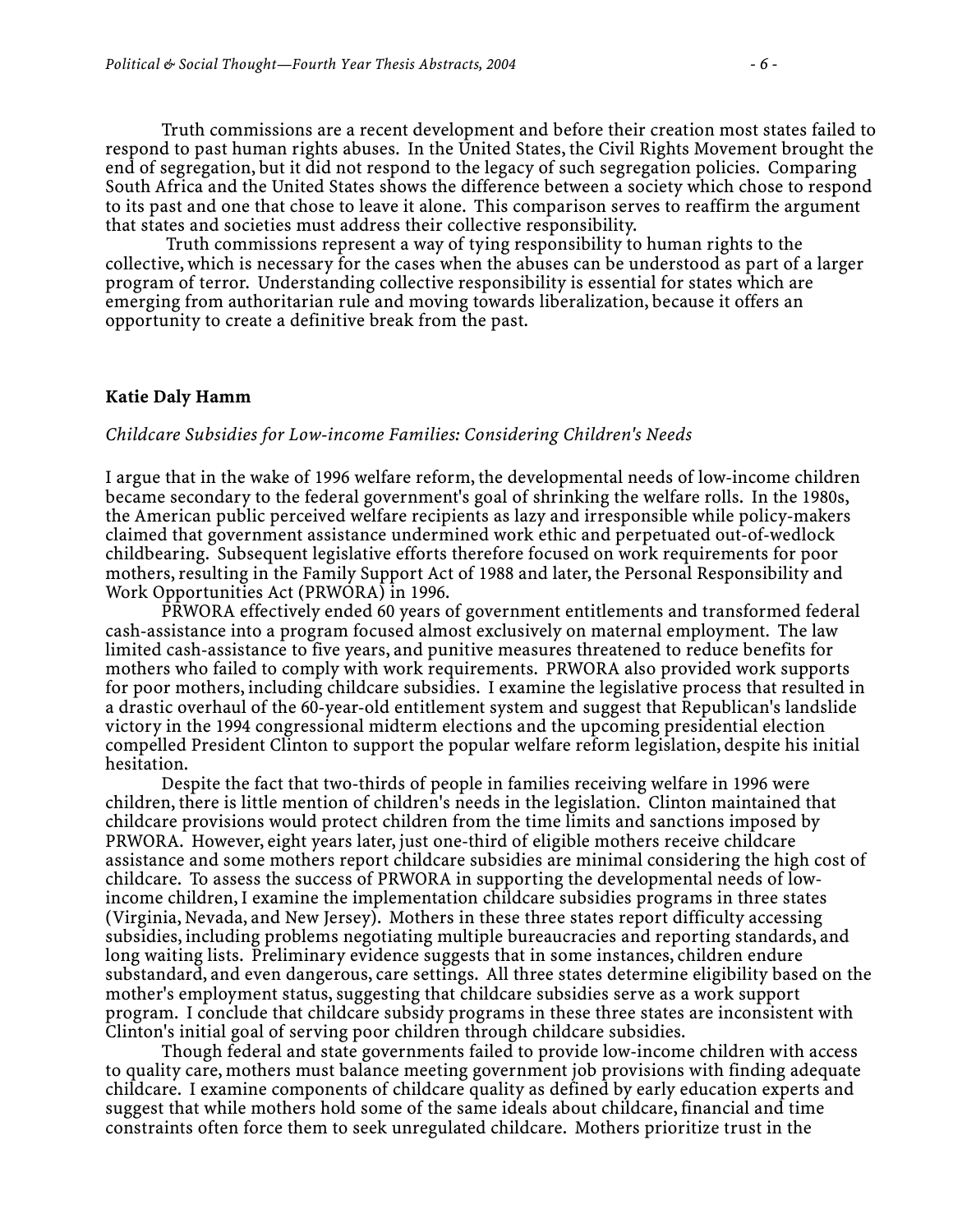Truth commissions are a recent development and before their creation most states failed to respond to past human rights abuses. In the United States, the Civil Rights Movement brought the end of segregation, but it did not respond to the legacy of such segregation policies. Comparing South Africa and the United States shows the difference between a society which chose to respond to its past and one that chose to leave it alone. This comparison serves to reaffirm the argument that states and societies must address their collective responsibility.

Truth commissions represent a way of tying responsibility to human rights to the collective, which is necessary for the cases when the abuses can be understood as part of a larger program of terror. Understanding collective responsibility is essential for states which are emerging from authoritarian rule and moving towards liberalization, because it offers an opportunity to create a definitive break from the past.

**Katie Daly Hamm**

*Childcare Subsidies for Low-income Families: Considering Children's Needs*

I argue that in the wake of 1996 welfare reform, the developmental needs of low-income children became secondary to the federal government's goal of shrinking the welfare rolls. In the 1980s, the American public perceived welfare recipients as lazy and irresponsible while policy-makers claimed that government assistance undermined work ethic and perpetuated out-of-wedlock childbearing. Subsequent legislative efforts therefore focused on work requirements for poor mothers, resulting in the Family Support Act of 1988 and later, the Personal Responsibility and Work Opportunities Act (PRWORA) in 1996.

PRWORA effectively ended 60 years of government entitlements and transformed federal cash-assistance into a program focused almost exclusively on maternal employment. The law limited cash-assistance to five years, and punitive measures threatened to reduce benefits for mothers who failed to comply with work requirements. PRWORA also provided work supports for poor mothers, including childcare subsidies. I examine the legislative process that resulted in a drastic overhaul of the 60-year-old entitlement system and suggest that Republican's landslide victory in the 1994 congressional midterm elections and the upcoming presidential election compelled President Clinton to support the popular welfare reform legislation, despite his initial hesitation.

Despite the fact that two-thirds of people in families receiving welfare in 1996 were children, there is little mention of children's needs in the legislation. Clinton maintained that childcare provisions would protect children from the time limits and sanctions imposed by PRWORA. However, eight years later, just one-third of eligible mothers receive childcare assistance and some mothers report childcare subsidies are minimal considering the high cost of childcare. To assess the success of PRWORA in supporting the developmental needs of low-income children, I examine the implementation childcare subsidies programs in three states (Virginia, Nevada, and New Jersey). Mothers in these three states report difficulty accessing subsidies, including problems negotiating multiple bureaucracies and reporting standards, and long waiting lists. Preliminary evidence suggests that in some instances, children endure substandard, and even dangerous, care settings. All three states determine eligibility based on the mother's employment status, suggesting that childcare subsidies serve as a work support program. I conclude that childcare subsidy programs in these three states are inconsistent with Clinton's initial goal of serving poor children through childcare subsidies.

Though federal and state governments failed to provide low-income children with access to quality care, mothers must balance meeting government job provisions with finding adequate childcare. I examine components of childcare quality as defined by early education experts and suggest that while mothers hold some of the same ideals about childcare, financial and time constraints often force them to seek unregulated childcare. Mothers prioritize trust in the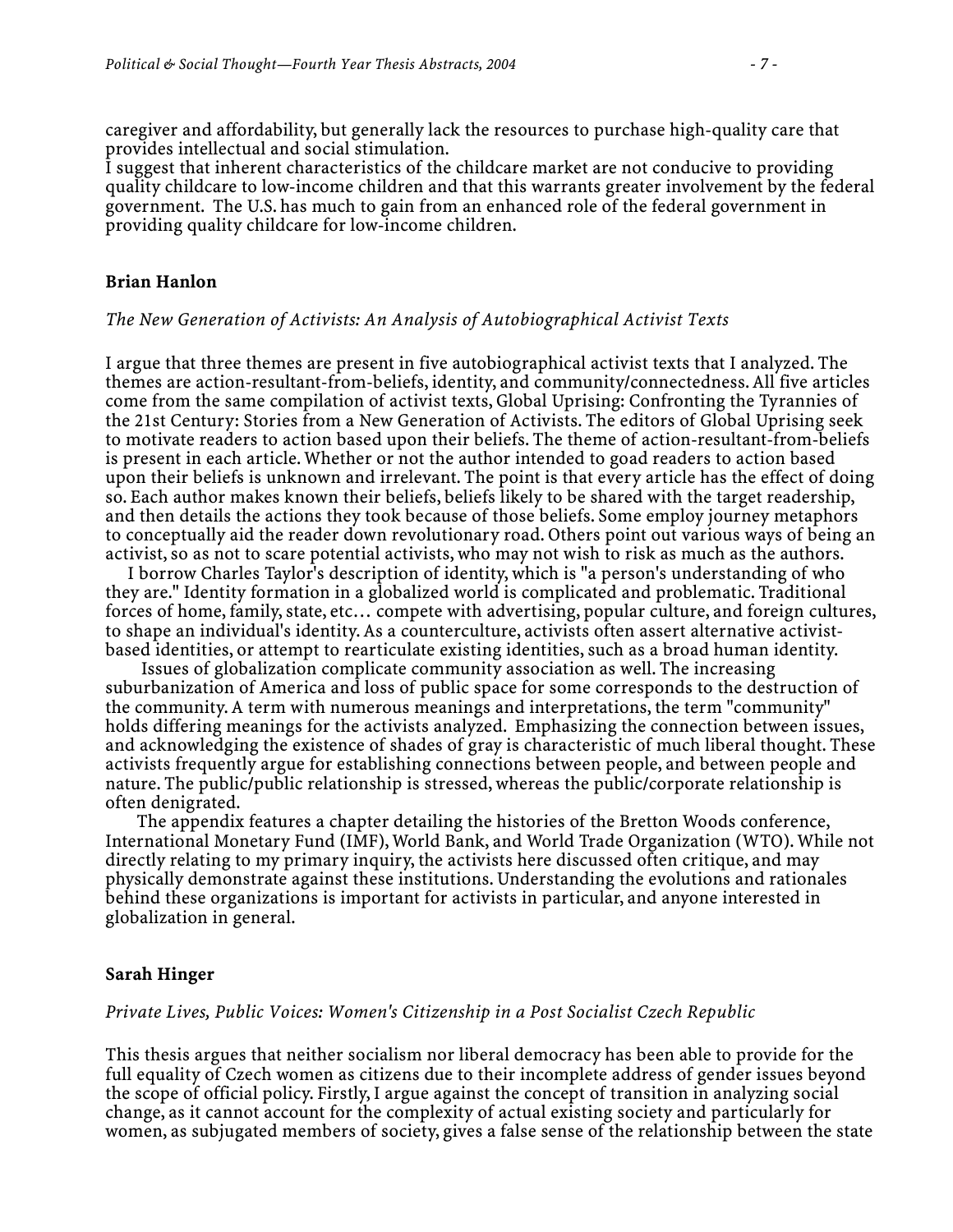caregiver and affordability, but generally lack the resources to purchase high-quality care that provides intellectual and social stimulation.

I suggest that inherent characteristics of the childcare market are not conducive to providing quality childcare to low-income children and that this warrants greater involvement by the federal government. The U.S. has much to gain from an enhanced role of the federal government in providing quality childcare for low-income children.

**Brian Hanlon**

*The New Generation of Activists: An Analysis of Autobiographical Activist Texts*

I argue that three themes are present in five autobiographical activist texts that I analyzed. The themes are action-resultant-from-beliefs, identity, and community/connectedness. All five articles come from the same compilation of activist texts, Global Uprising: Confronting the Tyrannies of the 21st Century: Stories from a New Generation of Activists. The editors of Global Uprising seek to motivate readers to action based upon their beliefs. The theme of action-resultant-from-beliefs is present in each article. Whether or not the author intended to goad readers to action based upon their beliefs is unknown and irrelevant. The point is that every article has the effect of doing so. Each author makes known their beliefs, beliefs likely to be shared with the target readership, and then details the actions they took because of those beliefs. Some employ journey metaphors to conceptually aid the reader down revolutionary road. Others point out various ways of being an activist, so as not to scare potential activists, who may not wish to risk as much as the authors.

I borrow Charles Taylor's description of identity, which is "a person's understanding of who they are." Identity formation in a globalized world is complicated and problematic. Traditional forces of home, family, state, etc… compete with advertising, popular culture, and foreign cultures, to shape an individual's identity. As a counterculture, activists often assert alternative activist-based identities, or attempt to rearticulate existing identities, such as a broad human identity.

Issues of globalization complicate community association as well. The increasing suburbanization of America and loss of public space for some corresponds to the destruction of the community. A term with numerous meanings and interpretations, the term "community" holds differing meanings for the activists analyzed. Emphasizing the connection between issues, and acknowledging the existence of shades of gray is characteristic of much liberal thought. These activists frequently argue for establishing connections between people, and between people and nature. The public/public relationship is stressed, whereas the public/corporate relationship is often denigrated.

The appendix features a chapter detailing the histories of the Bretton Woods conference, International Monetary Fund (IMF), World Bank, and World Trade Organization (WTO). While not directly relating to my primary inquiry, the activists here discussed often critique, and may physically demonstrate against these institutions. Understanding the evolutions and rationales behind these organizations is important for activists in particular, and anyone interested in globalization in general.

**Sarah Hinger**

*Private Lives, Public Voices: Women's Citizenship in a Post Socialist Czech Republic*

This thesis argues that neither socialism nor liberal democracy has been able to provide for the full equality of Czech women as citizens due to their incomplete address of gender issues beyond the scope of official policy. Firstly, I argue against the concept of transition in analyzing social change, as it cannot account for the complexity of actual existing society and particularly for women, as subjugated members of society, gives a false sense of the relationship between the state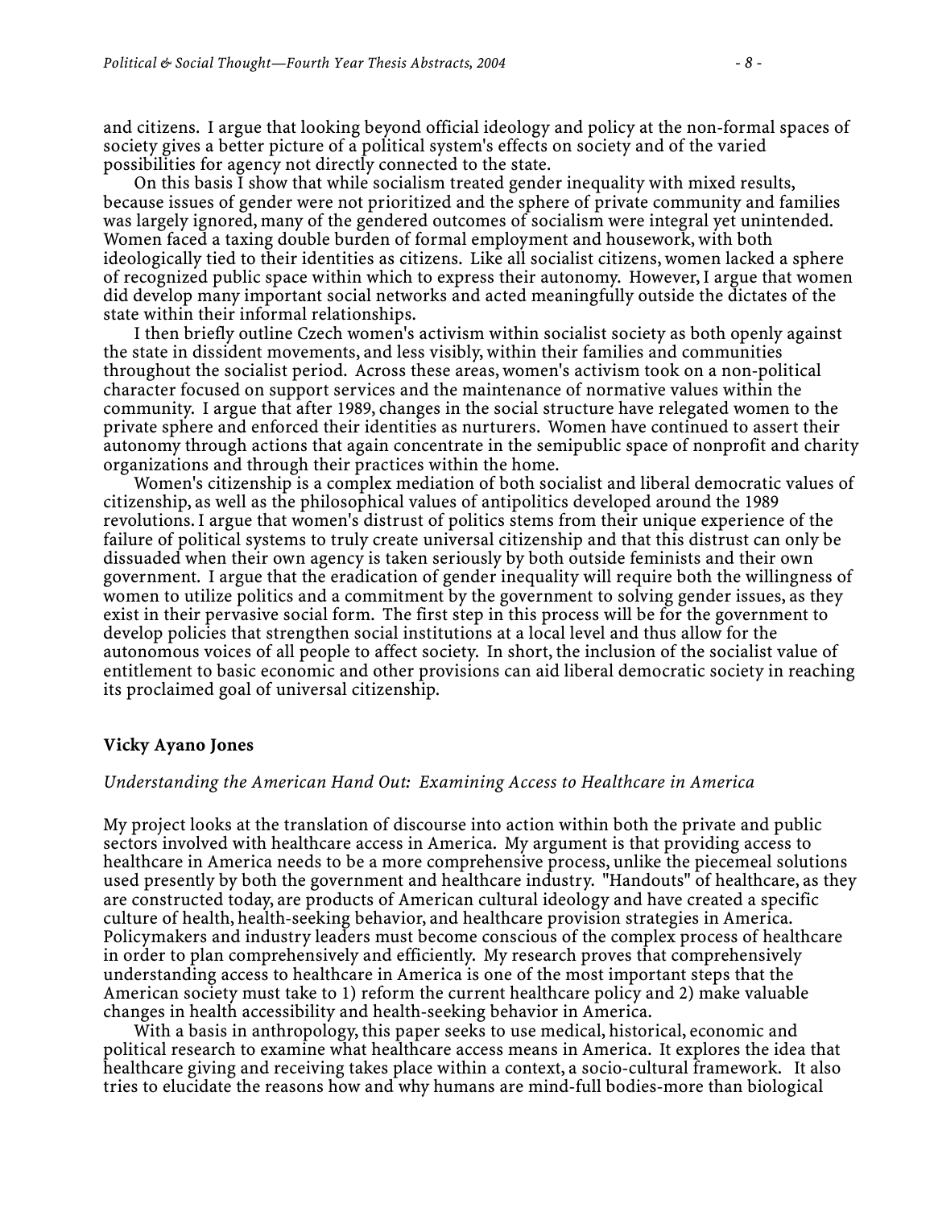and citizens. I argue that looking beyond official ideology and policy at the non-formal spaces of society gives a better picture of a political system's effects on society and of the varied possibilities for agency not directly connected to the state.

On this basis I show that while socialism treated gender inequality with mixed results, because issues of gender were not prioritized and the sphere of private community and families was largely ignored, many of the gendered outcomes of socialism were integral yet unintended. Women faced a taxing double burden of formal employment and housework, with both ideologically tied to their identities as citizens. Like all socialist citizens, women lacked a sphere of recognized public space within which to express their autonomy. However, I argue that women did develop many important social networks and acted meaningfully outside the dictates of the state within their informal relationships.

I then briefly outline Czech women's activism within socialist society as both openly against the state in dissident movements, and less visibly, within their families and communities throughout the socialist period. Across these areas, women's activism took on a non-political character focused on support services and the maintenance of normative values within the community. I argue that after 1989, changes in the social structure have relegated women to the private sphere and enforced their identities as nurturers. Women have continued to assert their autonomy through actions that again concentrate in the semipublic space of nonprofit and charity organizations and through their practices within the home.

Women's citizenship is a complex mediation of both socialist and liberal democratic values of citizenship, as well as the philosophical values of antipolitics developed around the 1989 revolutions. I argue that women's distrust of politics stems from their unique experience of the failure of political systems to truly create universal citizenship and that this distrust can only be dissuaded when their own agency is taken seriously by both outside feminists and their own government. I argue that the eradication of gender inequality will require both the willingness of women to utilize politics and a commitment by the government to solving gender issues, as they exist in their pervasive social form. The first step in this process will be for the government to develop policies that strengthen social institutions at a local level and thus allow for the autonomous voices of all people to affect society. In short, the inclusion of the socialist value of entitlement to basic economic and other provisions can aid liberal democratic society in reaching its proclaimed goal of universal citizenship.

**Vicky Ayano Jones**

*Understanding the American Hand Out: Examining Access to Healthcare in America*

My project looks at the translation of discourse into action within both the private and public sectors involved with healthcare access in America. My argument is that providing access to healthcare in America needs to be a more comprehensive process, unlike the piecemeal solutions used presently by both the government and healthcare industry. "Handouts" of healthcare, as they are constructed today, are products of American cultural ideology and have created a specific culture of health, health-seeking behavior, and healthcare provision strategies in America. Policymakers and industry leaders must become conscious of the complex process of healthcare in order to plan comprehensively and efficiently. My research proves that comprehensively understanding access to healthcare in America is one of the most important steps that the American society must take to 1) reform the current healthcare policy and 2) make valuable changes in health accessibility and health-seeking behavior in America.

With a basis in anthropology, this paper seeks to use medical, historical, economic and political research to examine what healthcare access means in America. It explores the idea that healthcare giving and receiving takes place within a context, a socio-cultural framework. It also tries to elucidate the reasons how and why humans are mind-full bodies-more than biological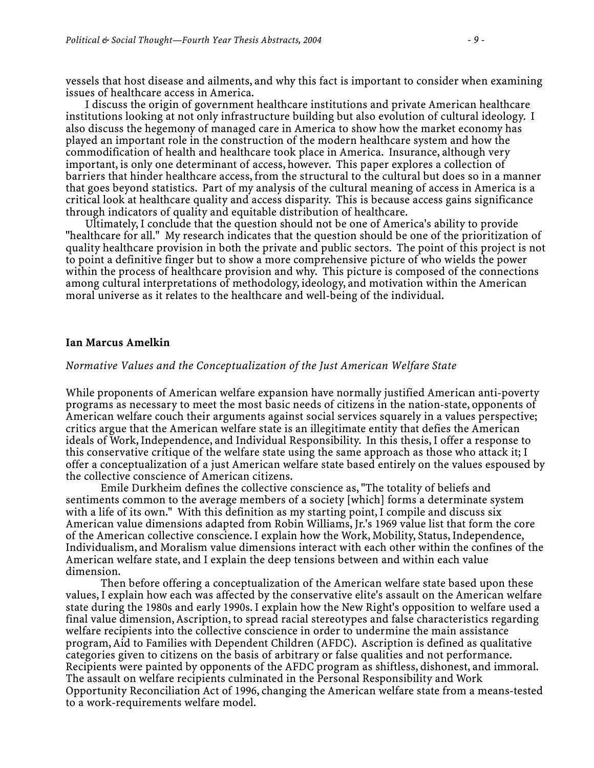vessels that host disease and ailments, and why this fact is important to consider when examining issues of healthcare access in America.

I discuss the origin of government healthcare institutions and private American healthcare institutions looking at not only infrastructure building but also evolution of cultural ideology. I also discuss the hegemony of managed care in America to show how the market economy has played an important role in the construction of the modern healthcare system and how the commodification of health and healthcare took place in America. Insurance, although very important, is only one determinant of access, however. This paper explores a collection of barriers that hinder healthcare access, from the structural to the cultural but does so in a manner that goes beyond statistics. Part of my analysis of the cultural meaning of access in America is a critical look at healthcare quality and access disparity. This is because access gains significance through indicators of quality and equitable distribution of healthcare.

Ultimately, I conclude that the question should not be one of America's ability to provide "healthcare for all." My research indicates that the question should be one of the prioritization of quality healthcare provision in both the private and public sectors. The point of this project is not to point a definitive finger but to show a more comprehensive picture of who wields the power within the process of healthcare provision and why. This picture is composed of the connections among cultural interpretations of methodology, ideology, and motivation within the American moral universe as it relates to the healthcare and well-being of the individual.

**Ian Marcus Amelkin**

*Normative Values and the Conceptualization of the Just American Welfare State*

While proponents of American welfare expansion have normally justified American anti-poverty programs as necessary to meet the most basic needs of citizens in the nation-state, opponents of American welfare couch their arguments against social services squarely in a values perspective; critics argue that the American welfare state is an illegitimate entity that defies the American ideals of Work, Independence, and Individual Responsibility. In this thesis, I offer a response to this conservative critique of the welfare state using the same approach as those who attack it; I offer a conceptualization of a just American welfare state based entirely on the values espoused by the collective conscience of American citizens.

Emile Durkheim defines the collective conscience as, "The totality of beliefs and sentiments common to the average members of a society [which] forms a determinate system with a life of its own." With this definition as my starting point, I compile and discuss six American value dimensions adapted from Robin Williams, Jr.'s 1969 value list that form the core of the American collective conscience. I explain how the Work, Mobility, Status, Independence, Individualism, and Moralism value dimensions interact with each other within the confines of the American welfare state, and I explain the deep tensions between and within each value dimension.

Then before offering a conceptualization of the American welfare state based upon these values, I explain how each was affected by the conservative elite's assault on the American welfare state during the 1980s and early 1990s. I explain how the New Right's opposition to welfare used a final value dimension, Ascription, to spread racial stereotypes and false characteristics regarding welfare recipients into the collective conscience in order to undermine the main assistance program, Aid to Families with Dependent Children (AFDC). Ascription is defined as qualitative categories given to citizens on the basis of arbitrary or false qualities and not performance. Recipients were painted by opponents of the AFDC program as shiftless, dishonest, and immoral. The assault on welfare recipients culminated in the Personal Responsibility and Work Opportunity Reconciliation Act of 1996, changing the American welfare state from a means-tested to a work-requirements welfare model.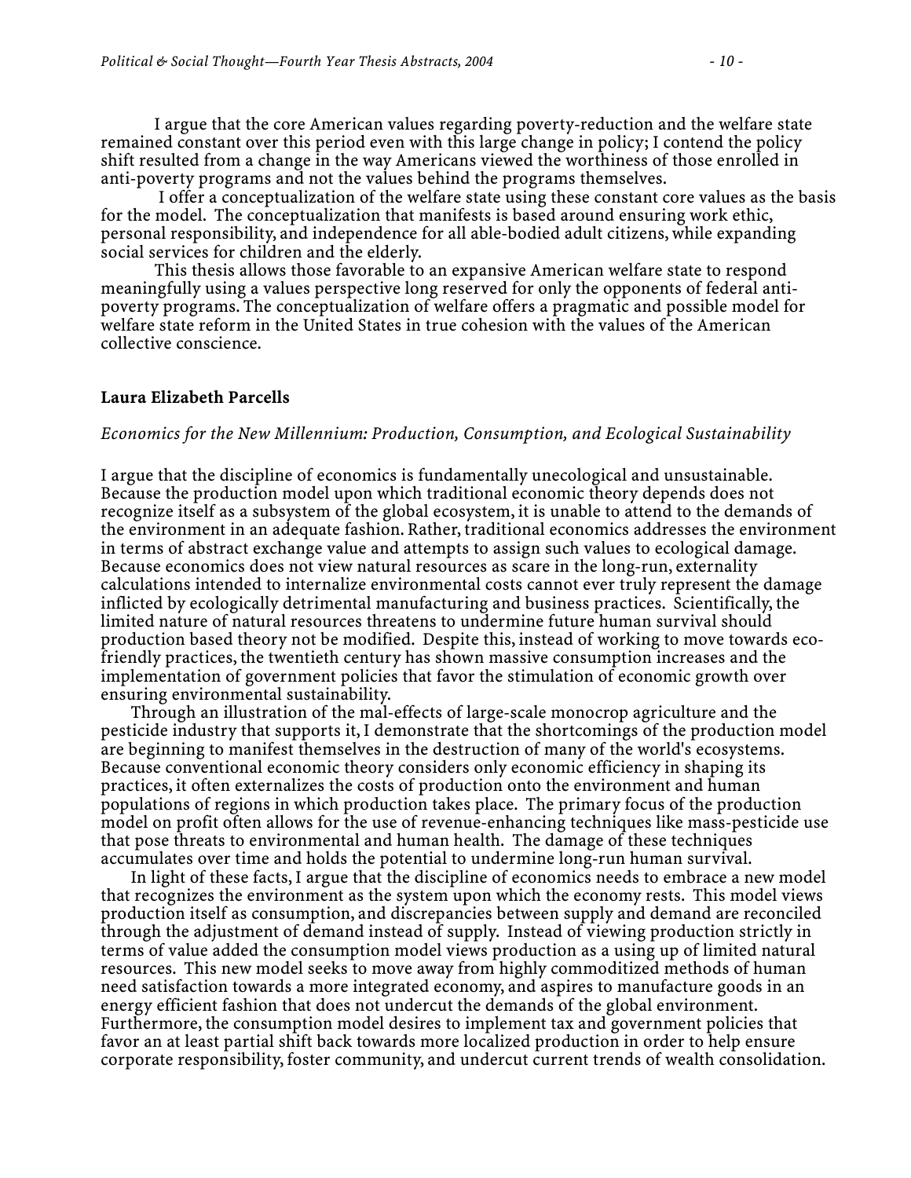I argue that the core American values regarding poverty-reduction and the welfare state remained constant over this period even with this large change in policy; I contend the policy shift resulted from a change in the way Americans viewed the worthiness of those enrolled in anti-poverty programs and not the values behind the programs themselves.

I offer a conceptualization of the welfare state using these constant core values as the basis for the model. The conceptualization that manifests is based around ensuring work ethic, personal responsibility, and independence for all able-bodied adult citizens, while expanding social services for children and the elderly.

This thesis allows those favorable to an expansive American welfare state to respond meaningfully using a values perspective long reserved for only the opponents of federal anti-poverty programs. The conceptualization of welfare offers a pragmatic and possible model for welfare state reform in the United States in true cohesion with the values of the American collective conscience.

**Laura Elizabeth Parcells**

*Economics for the New Millennium: Production, Consumption, and Ecological Sustainability*

I argue that the discipline of economics is fundamentally unecological and unsustainable. Because the production model upon which traditional economic theory depends does not recognize itself as a subsystem of the global ecosystem, it is unable to attend to the demands of the environment in an adequate fashion. Rather, traditional economics addresses the environment in terms of abstract exchange value and attempts to assign such values to ecological damage. Because economics does not view natural resources as scare in the long-run, externality calculations intended to internalize environmental costs cannot ever truly represent the damage inflicted by ecologically detrimental manufacturing and business practices. Scientifically, the limited nature of natural resources threatens to undermine future human survival should production based theory not be modified. Despite this, instead of working to move towards eco-friendly practices, the twentieth century has shown massive consumption increases and the implementation of government policies that favor the stimulation of economic growth over ensuring environmental sustainability.

Through an illustration of the mal-effects of large-scale monocrop agriculture and the pesticide industry that supports it, I demonstrate that the shortcomings of the production model are beginning to manifest themselves in the destruction of many of the world's ecosystems. Because conventional economic theory considers only economic efficiency in shaping its practices, it often externalizes the costs of production onto the environment and human populations of regions in which production takes place. The primary focus of the production model on profit often allows for the use of revenue-enhancing techniques like mass-pesticide use that pose threats to environmental and human health. The damage of these techniques accumulates over time and holds the potential to undermine long-run human survival.

In light of these facts, I argue that the discipline of economics needs to embrace a new model that recognizes the environment as the system upon which the economy rests. This model views production itself as consumption, and discrepancies between supply and demand are reconciled through the adjustment of demand instead of supply. Instead of viewing production strictly in terms of value added the consumption model views production as a using up of limited natural resources. This new model seeks to move away from highly commoditized methods of human need satisfaction towards a more integrated economy, and aspires to manufacture goods in an energy efficient fashion that does not undercut the demands of the global environment. Furthermore, the consumption model desires to implement tax and government policies that favor an at least partial shift back towards more localized production in order to help ensure corporate responsibility, foster community, and undercut current trends of wealth consolidation.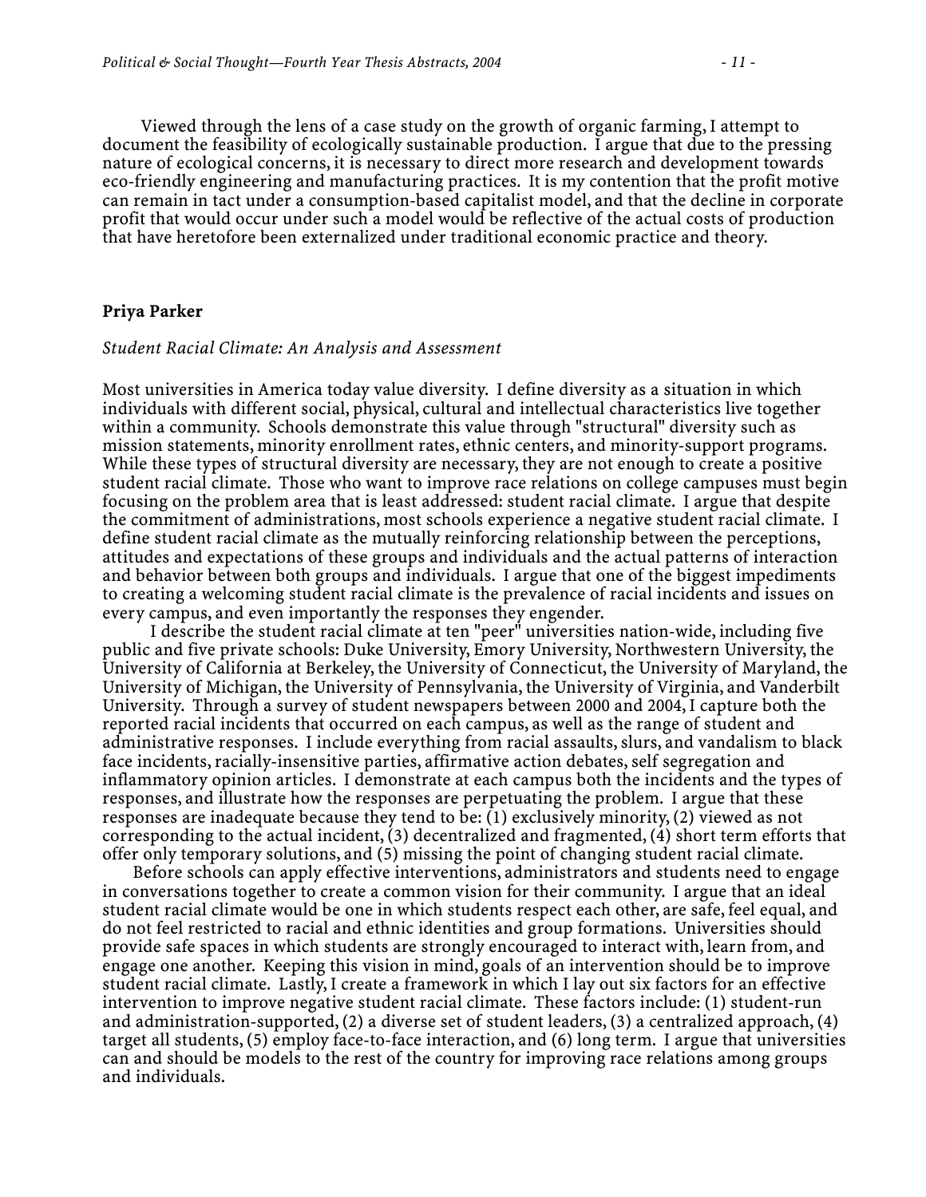Viewed through the lens of a case study on the growth of organic farming, I attempt to document the feasibility of ecologically sustainable production. I argue that due to the pressing nature of ecological concerns, it is necessary to direct more research and development towards eco-friendly engineering and manufacturing practices. It is my contention that the profit motive can remain in tact under a consumption-based capitalist model, and that the decline in corporate profit that would occur under such a model would be reflective of the actual costs of production that have heretofore been externalized under traditional economic practice and theory.

**Priya Parker**

*Student Racial Climate: An Analysis and Assessment*

Most universities in America today value diversity. I define diversity as a situation in which individuals with different social, physical, cultural and intellectual characteristics live together within a community. Schools demonstrate this value through "structural" diversity such as mission statements, minority enrollment rates, ethnic centers, and minority-support programs. While these types of structural diversity are necessary, they are not enough to create a positive student racial climate. Those who want to improve race relations on college campuses must begin focusing on the problem area that is least addressed: student racial climate. I argue that despite the commitment of administrations, most schools experience a negative student racial climate. I define student racial climate as the mutually reinforcing relationship between the perceptions, attitudes and expectations of these groups and individuals and the actual patterns of interaction and behavior between both groups and individuals. I argue that one of the biggest impediments to creating a welcoming student racial climate is the prevalence of racial incidents and issues on every campus, and even importantly the responses they engender.

I describe the student racial climate at ten "peer" universities nation-wide, including five public and five private schools: Duke University, Emory University, Northwestern University, the University of California at Berkeley, the University of Connecticut, the University of Maryland, the University of Michigan, the University of Pennsylvania, the University of Virginia, and Vanderbilt University. Through a survey of student newspapers between 2000 and 2004, I capture both the reported racial incidents that occurred on each campus, as well as the range of student and administrative responses. I include everything from racial assaults, slurs, and vandalism to black face incidents, racially-insensitive parties, affirmative action debates, self segregation and inflammatory opinion articles. I demonstrate at each campus both the incidents and the types of responses, and illustrate how the responses are perpetuating the problem. I argue that these responses are inadequate because they tend to be: (1) exclusively minority, (2) viewed as not corresponding to the actual incident, (3) decentralized and fragmented, (4) short term efforts that offer only temporary solutions, and (5) missing the point of changing student racial climate.

Before schools can apply effective interventions, administrators and students need to engage in conversations together to create a common vision for their community. I argue that an ideal student racial climate would be one in which students respect each other, are safe, feel equal, and do not feel restricted to racial and ethnic identities and group formations. Universities should provide safe spaces in which students are strongly encouraged to interact with, learn from, and engage one another. Keeping this vision in mind, goals of an intervention should be to improve student racial climate. Lastly, I create a framework in which I lay out six factors for an effective intervention to improve negative student racial climate. These factors include: (1) student-run and administration-supported, (2) a diverse set of student leaders, (3) a centralized approach, (4) target all students, (5) employ face-to-face interaction, and (6) long term. I argue that universities can and should be models to the rest of the country for improving race relations among groups and individuals.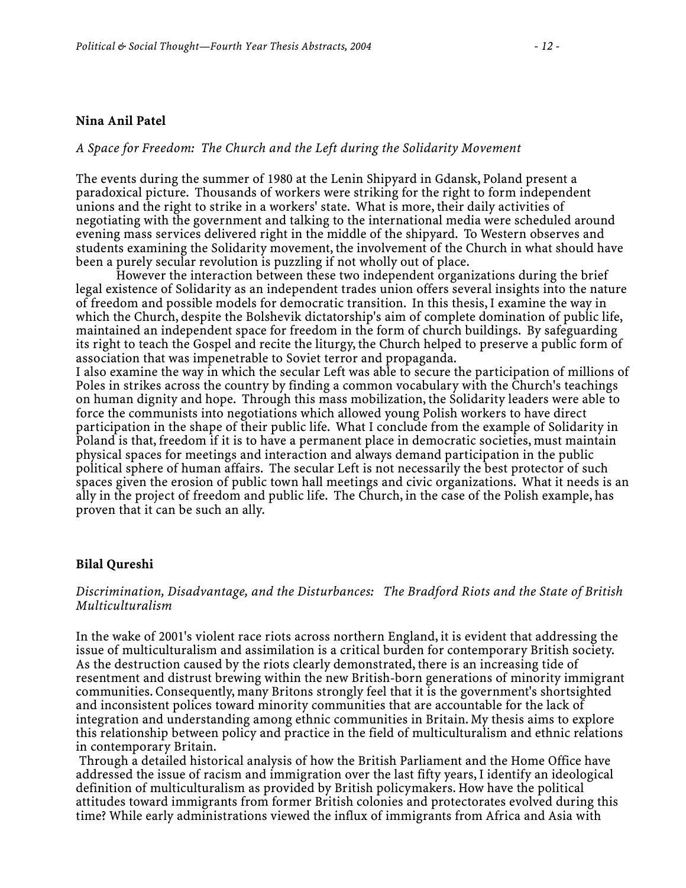**Nina Anil Patel**

*A Space for Freedom: The Church and the Left during the Solidarity Movement*

The events during the summer of 1980 at the Lenin Shipyard in Gdansk, Poland present a paradoxical picture. Thousands of workers were striking for the right to form independent unions and the right to strike in a workers' state. What is more, their daily activities of negotiating with the government and talking to the international media were scheduled around evening mass services delivered right in the middle of the shipyard. To Western observes and students examining the Solidarity movement, the involvement of the Church in what should have been a purely secular revolution is puzzling if not wholly out of place.

However the interaction between these two independent organizations during the brief legal existence of Solidarity as an independent trades union offers several insights into the nature of freedom and possible models for democratic transition. In this thesis, I examine the way in which the Church, despite the Bolshevik dictatorship's aim of complete domination of public life, maintained an independent space for freedom in the form of church buildings. By safeguarding its right to teach the Gospel and recite the liturgy, the Church helped to preserve a public form of association that was impenetrable to Soviet terror and propaganda.

I also examine the way in which the secular Left was able to secure the participation of millions of Poles in strikes across the country by finding a common vocabulary with the Church's teachings on human dignity and hope. Through this mass mobilization, the Solidarity leaders were able to force the communists into negotiations which allowed young Polish workers to have direct participation in the shape of their public life. What I conclude from the example of Solidarity in Poland is that, freedom if it is to have a permanent place in democratic societies, must maintain physical spaces for meetings and interaction and always demand participation in the public political sphere of human affairs. The secular Left is not necessarily the best protector of such spaces given the erosion of public town hall meetings and civic organizations. What it needs is an ally in the project of freedom and public life. The Church, in the case of the Polish example, has proven that it can be such an ally.

**Bilal Qureshi**

*Discrimination, Disadvantage, and the Disturbances: The Bradford Riots and the State of British Multiculturalism*

In the wake of 2001's violent race riots across northern England, it is evident that addressing the issue of multiculturalism and assimilation is a critical burden for contemporary British society. As the destruction caused by the riots clearly demonstrated, there is an increasing tide of resentment and distrust brewing within the new British-born generations of minority immigrant communities. Consequently, many Britons strongly feel that it is the government's shortsighted and inconsistent polices toward minority communities that are accountable for the lack of integration and understanding among ethnic communities in Britain. My thesis aims to explore this relationship between policy and practice in the field of multiculturalism and ethnic relations in contemporary Britain.

Through a detailed historical analysis of how the British Parliament and the Home Office have addressed the issue of racism and immigration over the last fifty years, I identify an ideological definition of multiculturalism as provided by British policymakers. How have the political attitudes toward immigrants from former British colonies and protectorates evolved during this time? While early administrations viewed the influx of immigrants from Africa and Asia with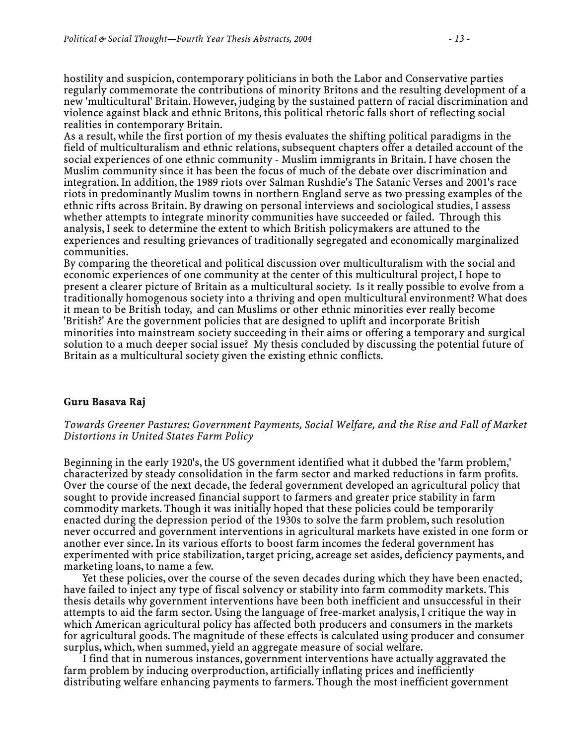hostility and suspicion, contemporary politicians in both the Labor and Conservative parties regularly commemorate the contributions of minority Britons and the resulting development of a new 'multicultural' Britain. However, judging by the sustained pattern of racial discrimination and violence against black and ethnic Britons, this political rhetoric falls short of reflecting social realities in contemporary Britain.

As a result, while the first portion of my thesis evaluates the shifting political paradigms in the field of multiculturalism and ethnic relations, subsequent chapters offer a detailed account of the social experiences of one ethnic community - Muslim immigrants in Britain. I have chosen the Muslim community since it has been the focus of much of the debate over discrimination and integration. In addition, the 1989 riots over Salman Rushdie's The Satanic Verses and 2001's race riots in predominantly Muslim towns in northern England serve as two pressing examples of the ethnic rifts across Britain. By drawing on personal interviews and sociological studies, I assess whether attempts to integrate minority communities have succeeded or failed. Through this analysis, I seek to determine the extent to which British policymakers are attuned to the experiences and resulting grievances of traditionally segregated and economically marginalized communities.

By comparing the theoretical and political discussion over multiculturalism with the social and economic experiences of one community at the center of this multicultural project, I hope to present a clearer picture of Britain as a multicultural society. Is it really possible to evolve from a traditionally homogenous society into a thriving and open multicultural environment? What does it mean to be British today, and can Muslims or other ethnic minorities ever really become 'British?' Are the government policies that are designed to uplift and incorporate British minorities into mainstream society succeeding in their aims or offering a temporary and surgical solution to a much deeper social issue? My thesis concluded by discussing the potential future of Britain as a multicultural society given the existing ethnic conflicts.

**Guru Basava Raj**

*Towards Greener Pastures: Government Payments, Social Welfare, and the Rise and Fall of Market Distortions in United States Farm Policy*

Beginning in the early 1920's, the US government identified what it dubbed the 'farm problem,' characterized by steady consolidation in the farm sector and marked reductions in farm profits. Over the course of the next decade, the federal government developed an agricultural policy that sought to provide increased financial support to farmers and greater price stability in farm commodity markets. Though it was initially hoped that these policies could be temporarily enacted during the depression period of the 1930s to solve the farm problem, such resolution never occurred and government interventions in agricultural markets have existed in one form or another ever since. In its various efforts to boost farm incomes the federal government has experimented with price stabilization, target pricing, acreage set asides, deficiency payments, and marketing loans, to name a few.

Yet these policies, over the course of the seven decades during which they have been enacted, have failed to inject any type of fiscal solvency or stability into farm commodity markets. This thesis details why government interventions have been both inefficient and unsuccessful in their attempts to aid the farm sector. Using the language of free-market analysis, I critique the way in which American agricultural policy has affected both producers and consumers in the markets for agricultural goods. The magnitude of these effects is calculated using producer and consumer surplus, which, when summed, yield an aggregate measure of social welfare.

I find that in numerous instances, government interventions have actually aggravated the farm problem by inducing overproduction, artificially inflating prices and inefficiently distributing welfare enhancing payments to farmers. Though the most inefficient government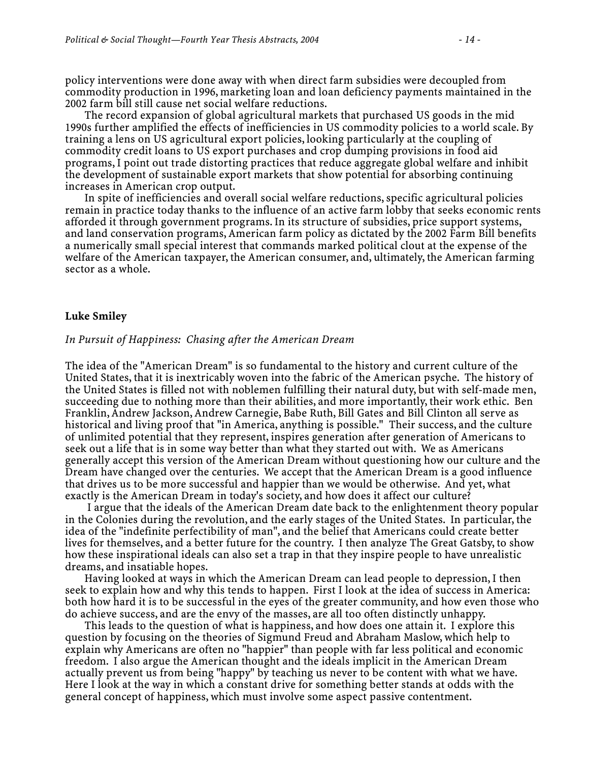policy interventions were done away with when direct farm subsidies were decoupled from commodity production in 1996, marketing loan and loan deficiency payments maintained in the 2002 farm bill still cause net social welfare reductions.

The record expansion of global agricultural markets that purchased US goods in the mid 1990s further amplified the effects of inefficiencies in US commodity policies to a world scale. By training a lens on US agricultural export policies, looking particularly at the coupling of commodity credit loans to US export purchases and crop dumping provisions in food aid programs, I point out trade distorting practices that reduce aggregate global welfare and inhibit the development of sustainable export markets that show potential for absorbing continuing increases in American crop output.

In spite of inefficiencies and overall social welfare reductions, specific agricultural policies remain in practice today thanks to the influence of an active farm lobby that seeks economic rents afforded it through government programs. In its structure of subsidies, price support systems, and land conservation programs, American farm policy as dictated by the 2002 Farm Bill benefits a numerically small special interest that commands marked political clout at the expense of the welfare of the American taxpayer, the American consumer, and, ultimately, the American farming sector as a whole.

**Luke Smiley**

*In Pursuit of Happiness: Chasing after the American Dream*

The idea of the "American Dream" is so fundamental to the history and current culture of the United States, that it is inextricably woven into the fabric of the American psyche. The history of the United States is filled not with noblemen fulfilling their natural duty, but with self-made men, succeeding due to nothing more than their abilities, and more importantly, their work ethic. Ben Franklin, Andrew Jackson, Andrew Carnegie, Babe Ruth, Bill Gates and Bill Clinton all serve as historical and living proof that "in America, anything is possible." Their success, and the culture of unlimited potential that they represent, inspires generation after generation of Americans to seek out a life that is in some way better than what they started out with. We as Americans generally accept this version of the American Dream without questioning how our culture and the Dream have changed over the centuries. We accept that the American Dream is a good influence that drives us to be more successful and happier than we would be otherwise. And yet, what exactly is the American Dream in today's society, and how does it affect our culture?

I argue that the ideals of the American Dream date back to the enlightenment theory popular in the Colonies during the revolution, and the early stages of the United States. In particular, the idea of the "indefinite perfectibility of man", and the belief that Americans could create better lives for themselves, and a better future for the country. I then analyze The Great Gatsby, to show how these inspirational ideals can also set a trap in that they inspire people to have unrealistic dreams, and insatiable hopes.

Having looked at ways in which the American Dream can lead people to depression, I then seek to explain how and why this tends to happen. First I look at the idea of success in America: both how hard it is to be successful in the eyes of the greater community, and how even those who do achieve success, and are the envy of the masses, are all too often distinctly unhappy.

This leads to the question of what is happiness, and how does one attain it. I explore this question by focusing on the theories of Sigmund Freud and Abraham Maslow, which help to explain why Americans are often no "happier" than people with far less political and economic freedom. I also argue the American thought and the ideals implicit in the American Dream actually prevent us from being "happy" by teaching us never to be content with what we have. Here I look at the way in which a constant drive for something better stands at odds with the general concept of happiness, which must involve some aspect passive contentment.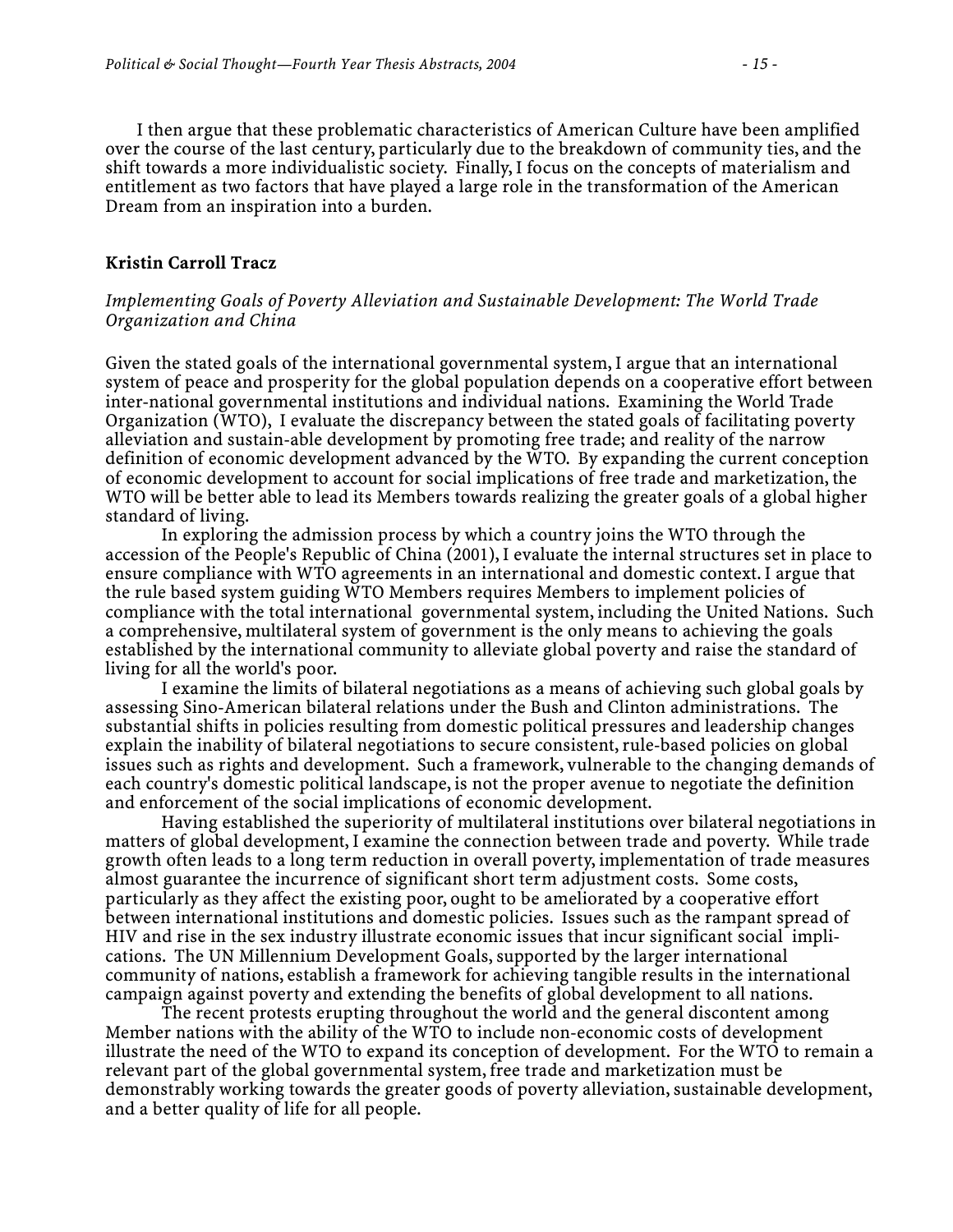I then argue that these problematic characteristics of American Culture have been amplified over the course of the last century, particularly due to the breakdown of community ties, and the shift towards a more individualistic society. Finally, I focus on the concepts of materialism and entitlement as two factors that have played a large role in the transformation of the American Dream from an inspiration into a burden.

**Kristin Carroll Tracz**

*Implementing Goals of Poverty Alleviation and Sustainable Development: The World Trade Organization and China*

Given the stated goals of the international governmental system, I argue that an international system of peace and prosperity for the global population depends on a cooperative effort between inter-national governmental institutions and individual nations. Examining the World Trade Organization (WTO), I evaluate the discrepancy between the stated goals of facilitating poverty alleviation and sustain-able development by promoting free trade; and reality of the narrow definition of economic development advanced by the WTO. By expanding the current conception of economic development to account for social implications of free trade and marketization, the WTO will be better able to lead its Members towards realizing the greater goals of a global higher standard of living.

In exploring the admission process by which a country joins the WTO through the accession of the People's Republic of China (2001), I evaluate the internal structures set in place to ensure compliance with WTO agreements in an international and domestic context. I argue that the rule based system guiding WTO Members requires Members to implement policies of compliance with the total international governmental system, including the United Nations. Such a comprehensive, multilateral system of government is the only means to achieving the goals established by the international community to alleviate global poverty and raise the standard of living for all the world's poor.

I examine the limits of bilateral negotiations as a means of achieving such global goals by assessing Sino-American bilateral relations under the Bush and Clinton administrations. The substantial shifts in policies resulting from domestic political pressures and leadership changes explain the inability of bilateral negotiations to secure consistent, rule-based policies on global issues such as rights and development. Such a framework, vulnerable to the changing demands of each country's domestic political landscape, is not the proper avenue to negotiate the definition and enforcement of the social implications of economic development.

Having established the superiority of multilateral institutions over bilateral negotiations in matters of global development, I examine the connection between trade and poverty. While trade growth often leads to a long term reduction in overall poverty, implementation of trade measures almost guarantee the incurrence of significant short term adjustment costs. Some costs, particularly as they affect the existing poor, ought to be ameliorated by a cooperative effort between international institutions and domestic policies. Issues such as the rampant spread of HIV and rise in the sex industry illustrate economic issues that incur significant social implications. The UN Millennium Development Goals, supported by the larger international community of nations, establish a framework for achieving tangible results in the international campaign against poverty and extending the benefits of global development to all nations.

The recent protests erupting throughout the world and the general discontent among Member nations with the ability of the WTO to include non-economic costs of development illustrate the need of the WTO to expand its conception of development. For the WTO to remain a relevant part of the global governmental system, free trade and marketization must be demonstrably working towards the greater goods of poverty alleviation, sustainable development, and a better quality of life for all people.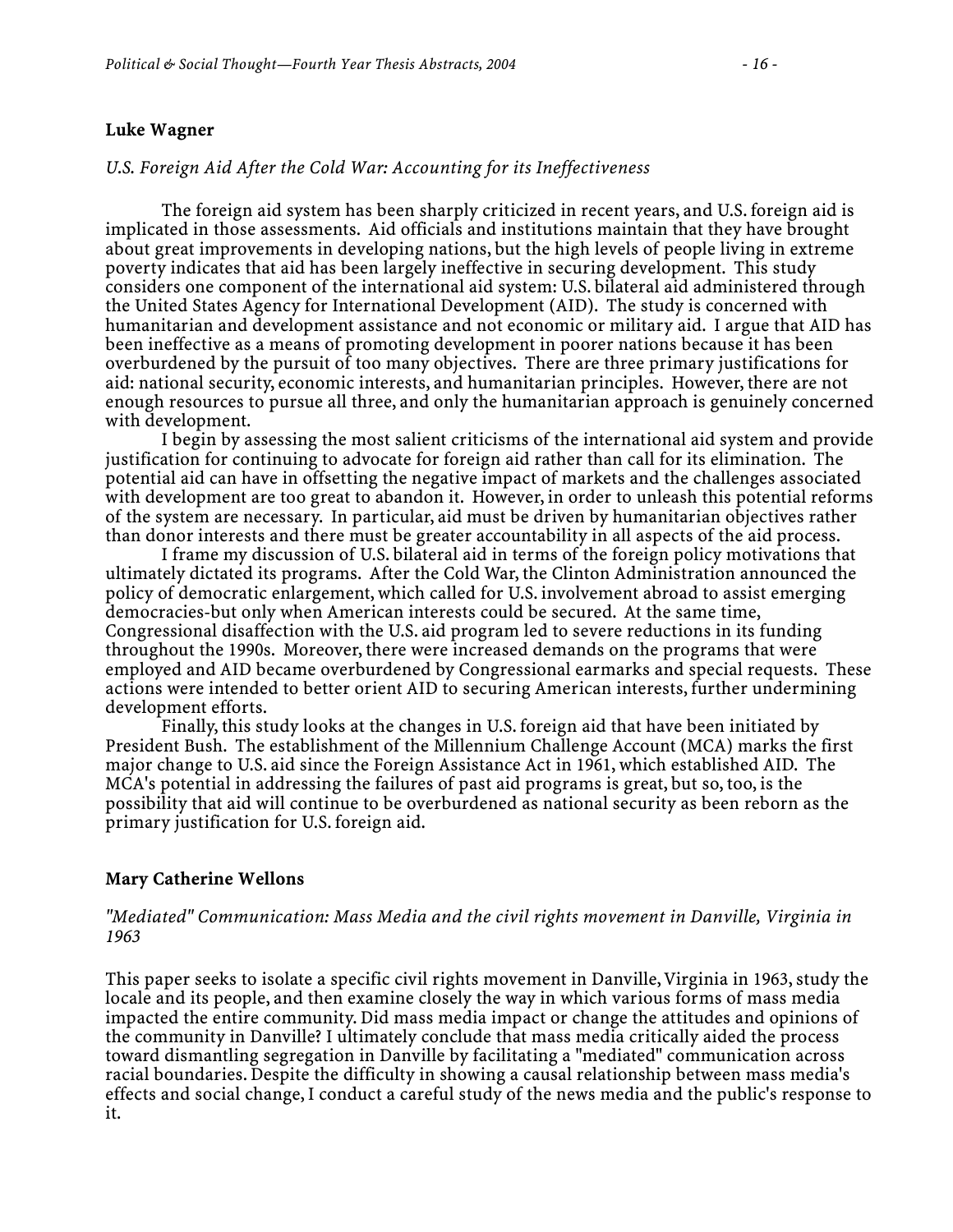**Luke Wagner**

*U.S. Foreign Aid After the Cold War: Accounting for its Ineffectiveness*

The foreign aid system has been sharply criticized in recent years, and U.S. foreign aid is implicated in those assessments. Aid officials and institutions maintain that they have brought about great improvements in developing nations, but the high levels of people living in extreme poverty indicates that aid has been largely ineffective in securing development. This study considers one component of the international aid system: U.S. bilateral aid administered through the United States Agency for International Development (AID). The study is concerned with humanitarian and development assistance and not economic or military aid. I argue that AID has been ineffective as a means of promoting development in poorer nations because it has been overburdened by the pursuit of too many objectives. There are three primary justifications for aid: national security, economic interests, and humanitarian principles. However, there are not enough resources to pursue all three, and only the humanitarian approach is genuinely concerned with development.

I begin by assessing the most salient criticisms of the international aid system and provide justification for continuing to advocate for foreign aid rather than call for its elimination. The potential aid can have in offsetting the negative impact of markets and the challenges associated with development are too great to abandon it. However, in order to unleash this potential reforms of the system are necessary. In particular, aid must be driven by humanitarian objectives rather than donor interests and there must be greater accountability in all aspects of the aid process.

I frame my discussion of U.S. bilateral aid in terms of the foreign policy motivations that ultimately dictated its programs. After the Cold War, the Clinton Administration announced the policy of democratic enlargement, which called for U.S. involvement abroad to assist emerging democracies-but only when American interests could be secured. At the same time, Congressional disaffection with the U.S. aid program led to severe reductions in its funding throughout the 1990s. Moreover, there were increased demands on the programs that were employed and AID became overburdened by Congressional earmarks and special requests. These actions were intended to better orient AID to securing American interests, further undermining development efforts.

Finally, this study looks at the changes in U.S. foreign aid that have been initiated by President Bush. The establishment of the Millennium Challenge Account (MCA) marks the first major change to U.S. aid since the Foreign Assistance Act in 1961, which established AID. The MCA's potential in addressing the failures of past aid programs is great, but so, too, is the possibility that aid will continue to be overburdened as national security as been reborn as the primary justification for U.S. foreign aid.

**Mary Catherine Wellons**

*"Mediated" Communication: Mass Media and the civil rights movement in Danville, Virginia in 1963*

This paper seeks to isolate a specific civil rights movement in Danville, Virginia in 1963, study the locale and its people, and then examine closely the way in which various forms of mass media impacted the entire community. Did mass media impact or change the attitudes and opinions of the community in Danville? I ultimately conclude that mass media critically aided the process toward dismantling segregation in Danville by facilitating a "mediated" communication across racial boundaries. Despite the difficulty in showing a causal relationship between mass media's effects and social change, I conduct a careful study of the news media and the public's response to it.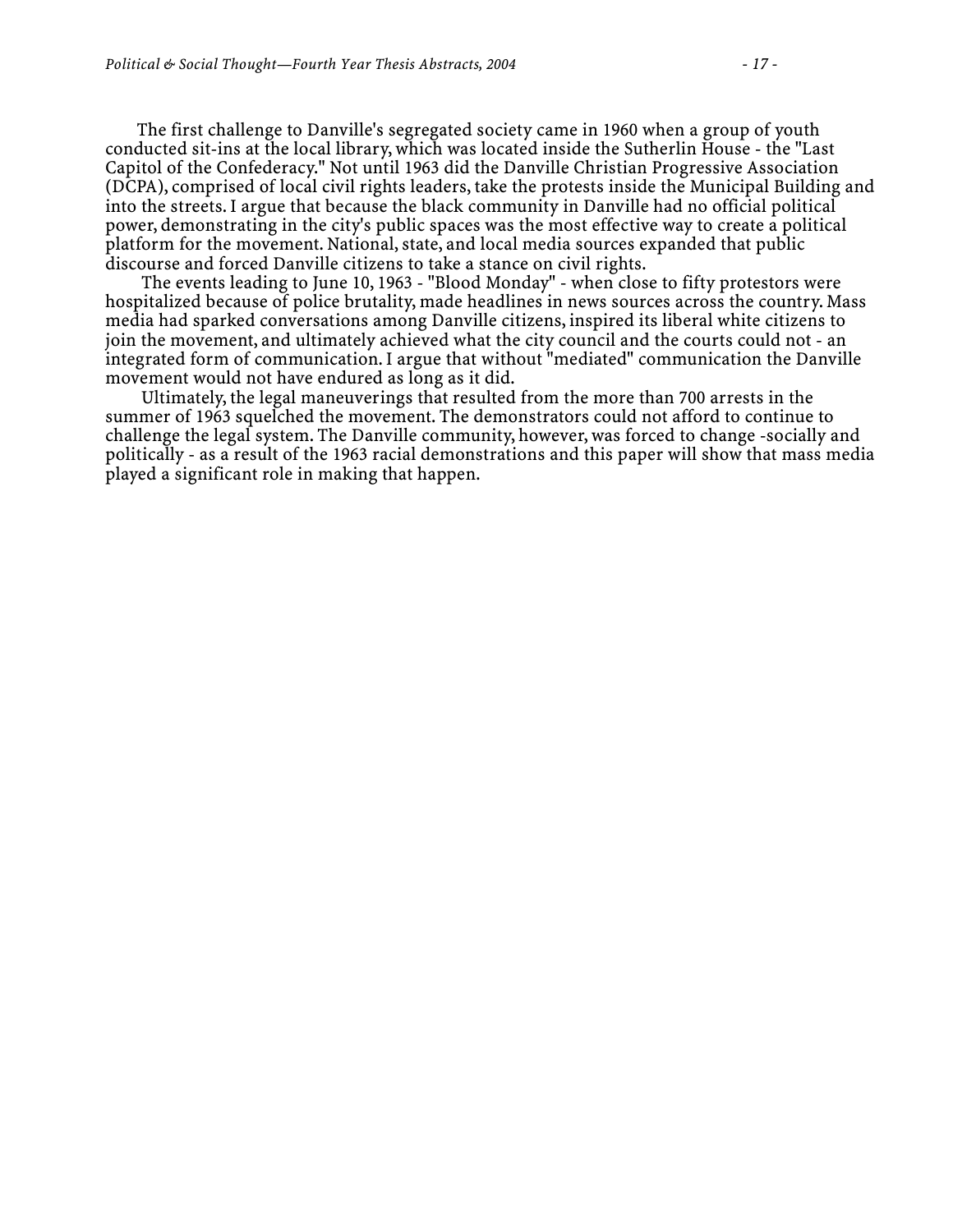The first challenge to Danville's segregated society came in 1960 when a group of youth conducted sit-ins at the local library, which was located inside the Sutherlin House - the "Last Capitol of the Confederacy." Not until 1963 did the Danville Christian Progressive Association (DCPA), comprised of local civil rights leaders, take the protests inside the Municipal Building and into the streets. I argue that because the black community in Danville had no official political power, demonstrating in the city's public spaces was the most effective way to create a political platform for the movement. National, state, and local media sources expanded that public discourse and forced Danville citizens to take a stance on civil rights.

The events leading to June 10, 1963 - "Blood Monday" - when close to fifty protestors were hospitalized because of police brutality, made headlines in news sources across the country. Mass media had sparked conversations among Danville citizens, inspired its liberal white citizens to join the movement, and ultimately achieved what the city council and the courts could not - an integrated form of communication. I argue that without "mediated" communication the Danville movement would not have endured as long as it did.

Ultimately, the legal maneuverings that resulted from the more than 700 arrests in the summer of 1963 squelched the movement. The demonstrators could not afford to continue to challenge the legal system. The Danville community, however, was forced to change -socially and politically - as a result of the 1963 racial demonstrations and this paper will show that mass media played a significant role in making that happen.